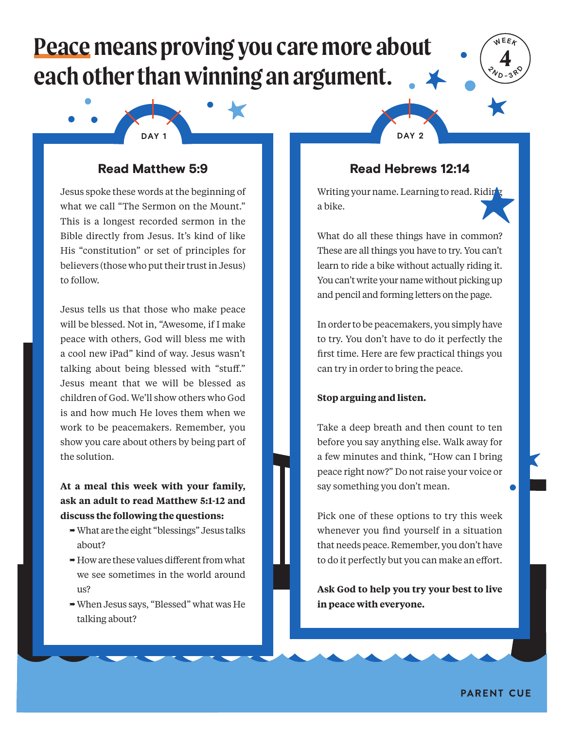# Peace means proving you care more about each other than winning an argument.

WEEK 4 2ND-3RD

## DAY 1

### Read Matthew 5:9

Jesus spoke these words at the beginning of what we call "The Sermon on the Mount." This is a longest recorded sermon in the Bible directly from Jesus. It's kind of like His "constitution" or set of principles for believers (those who put their trust in Jesus) to follow.

Jesus tells us that those who make peace will be blessed. Not in, "Awesome, if I make peace with others, God will bless me with a cool new iPad" kind of way. Jesus wasn't talking about being blessed with "stuff." Jesus meant that we will be blessed as children of God. We'll show others who God is and how much He loves them when we work to be peacemakers. Remember, you show you care about others by being part of the solution.

**At a meal this week with your family, ask an adult to read Matthew 5:1-12 and discuss the following the questions:**

- What are the eight "blessings" Jesus talks about?
- How are these values different from what we see sometimes in the world around us?
- When Jesus says, "Blessed" what was He talking about?

## DAY 2

### Read Hebrews 12:14

Writing your name. Learning to read. Riding a bike.

What do all these things have in common? These are all things you have to try. You can't learn to ride a bike without actually riding it. You can't write your name without picking up and pencil and forming letters on the page.

In order to be peacemakers, you simply have to try. You don't have to do it perfectly the first time. Here are few practical things you can try in order to bring the peace.

**Stop arguing and listen.**

Take a deep breath and then count to ten before you say anything else. Walk away for a few minutes and think, "How can I bring peace right now?" Do not raise your voice or say something you don't mean.

Pick one of these options to try this week whenever you find yourself in a situation that needs peace. Remember, you don't have to do it perfectly but you can make an effort.

**Ask God to help you try your best to live in peace with everyone.**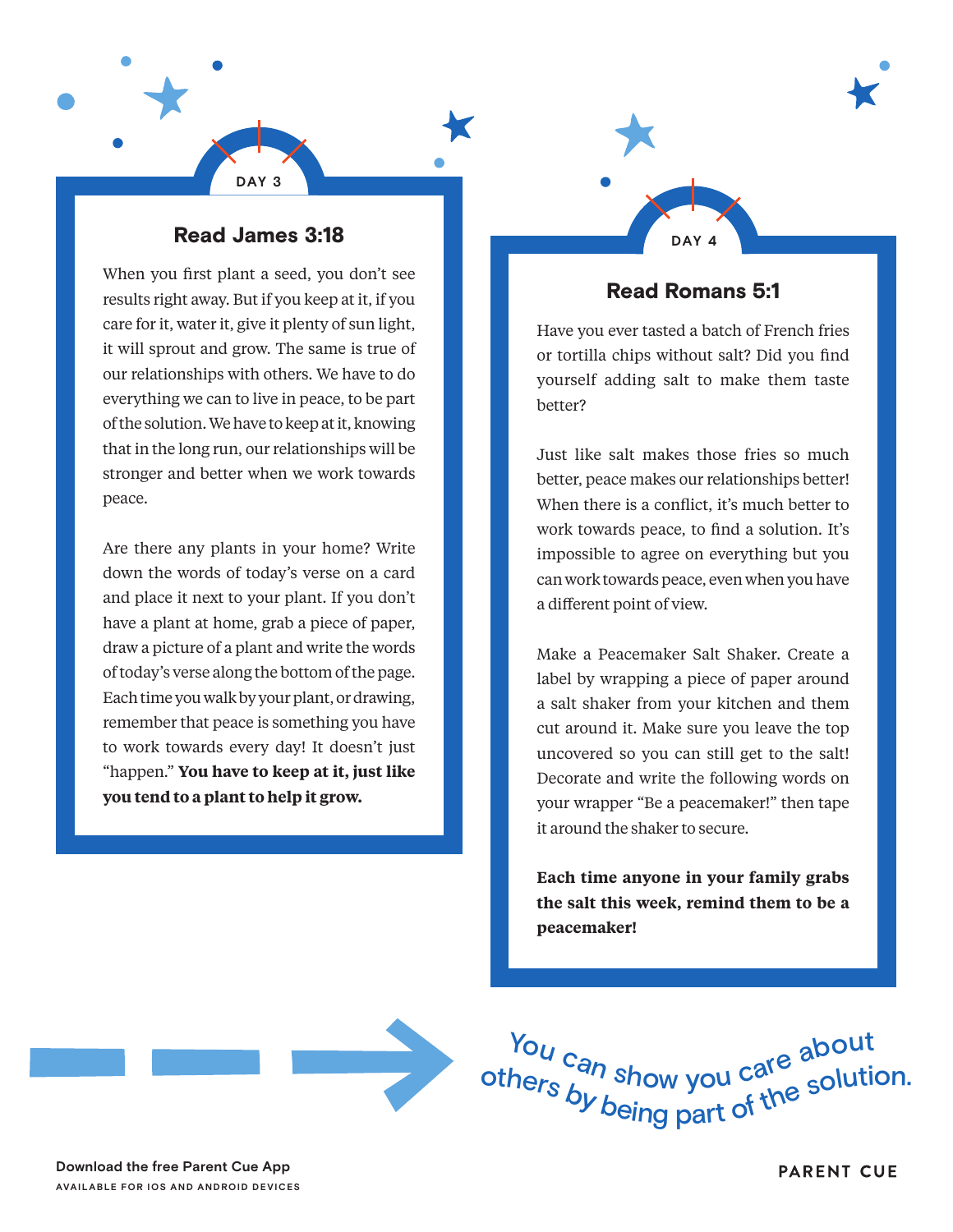DAY 3

## Read James 3:18

When you first plant a seed, you don't see results right away. But if you keep at it, if you care for it, water it, give it plenty of sun light, it will sprout and grow. The same is true of our relationships with others. We have to do everything we can to live in peace, to be part of the solution. We have to keep at it, knowing that in the long run, our relationships will be stronger and better when we work towards peace.

Are there any plants in your home? Write down the words of today's verse on a card and place it next to your plant. If you don't have a plant at home, grab a piece of paper, draw a picture of a plant and write the words of today's verse along the bottom of the page. Each time you walk by your plant, or drawing, remember that peace is something you have to work towards every day! It doesn't just "happen." **You have to keep at it, just like you tend to a plant to help it grow.**

DAY 4

## Read Romans 5:1

Have you ever tasted a batch of French fries or tortilla chips without salt? Did you find yourself adding salt to make them taste better?

Just like salt makes those fries so much better, peace makes our relationships better! When there is a conflict, it's much better to work towards peace, to find a solution. It's impossible to agree on everything but you can work towards peace, even when you have a different point of view.

Make a Peacemaker Salt Shaker. Create a label by wrapping a piece of paper around a salt shaker from your kitchen and them cut around it. Make sure you leave the top uncovered so you can still get to the salt! Decorate and write the following words on your wrapper "Be a peacemaker!" then tape it around the shaker to secure.

**Each time anyone in your family grabs the salt this week, remind them to be a peacemaker!**

You can show you care about others by being part of the solution.

Download the free Parent Cue App

AVAILABLE FOR IOS AND ANDROID DEVICES

PARENT CUE